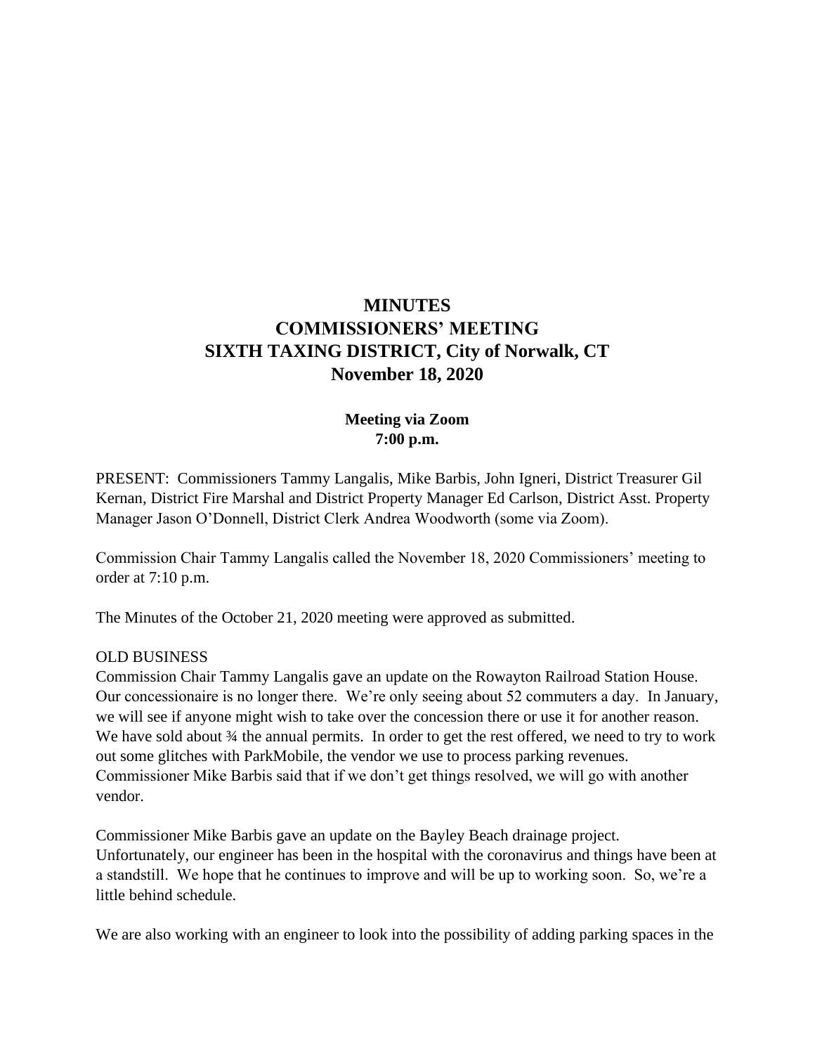# MINUTES
# COMMISSIONERS' MEETING
# SIXTH TAXING DISTRICT, City of Norwalk, CT
# November 18, 2020

**Meeting via Zoom**
**7:00 p.m.**

PRESENT: Commissioners Tammy Langalis, Mike Barbis, John Igneri, District Treasurer Gil Kernan, District Fire Marshal and District Property Manager Ed Carlson, District Asst. Property Manager Jason O'Donnell, District Clerk Andrea Woodworth (some via Zoom).

Commission Chair Tammy Langalis called the November 18, 2020 Commissioners' meeting to order at 7:10 p.m.

The Minutes of the October 21, 2020 meeting were approved as submitted.

OLD BUSINESS

Commission Chair Tammy Langalis gave an update on the Rowayton Railroad Station House. Our concessionaire is no longer there. We're only seeing about 52 commuters a day. In January, we will see if anyone might wish to take over the concession there or use it for another reason. We have sold about ¾ the annual permits. In order to get the rest offered, we need to try to work out some glitches with ParkMobile, the vendor we use to process parking revenues. Commissioner Mike Barbis said that if we don't get things resolved, we will go with another vendor.

Commissioner Mike Barbis gave an update on the Bayley Beach drainage project. Unfortunately, our engineer has been in the hospital with the coronavirus and things have been at a standstill. We hope that he continues to improve and will be up to working soon. So, we're a little behind schedule.

We are also working with an engineer to look into the possibility of adding parking spaces in the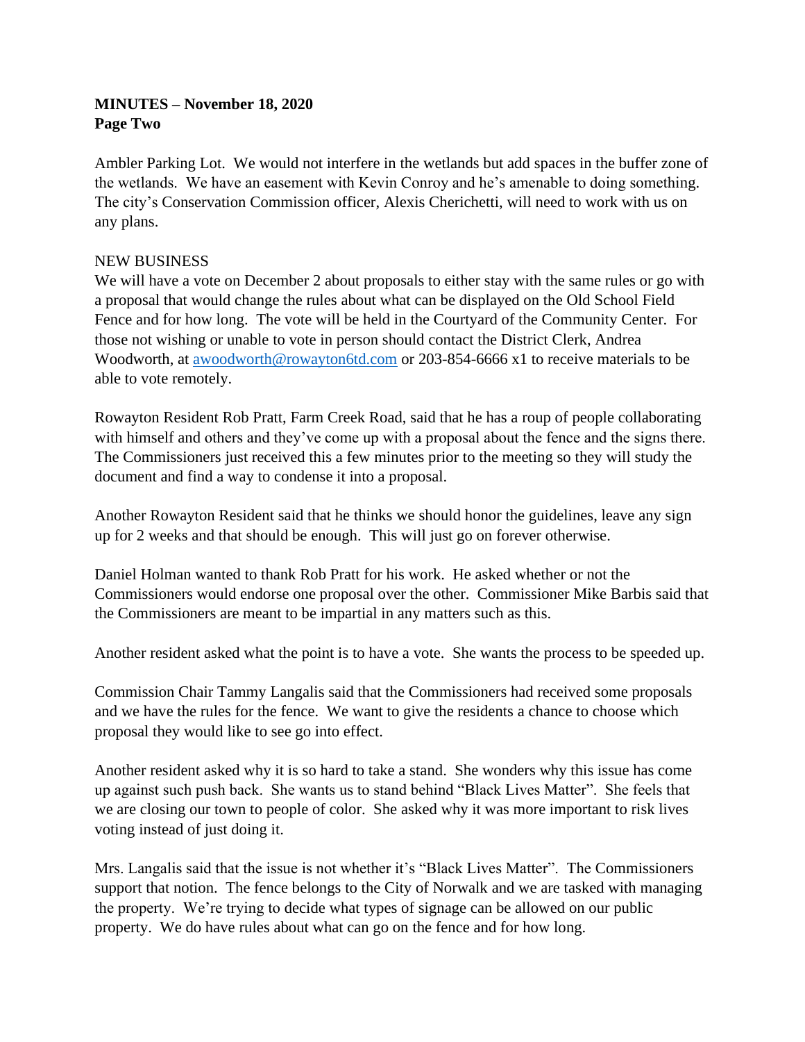**MINUTES – November 18, 2020**
**Page Two**

Ambler Parking Lot. We would not interfere in the wetlands but add spaces in the buffer zone of the wetlands. We have an easement with Kevin Conroy and he's amenable to doing something. The city's Conservation Commission officer, Alexis Cherichetti, will need to work with us on any plans.

NEW BUSINESS

We will have a vote on December 2 about proposals to either stay with the same rules or go with a proposal that would change the rules about what can be displayed on the Old School Field Fence and for how long. The vote will be held in the Courtyard of the Community Center. For those not wishing or unable to vote in person should contact the District Clerk, Andrea Woodworth, at awoodworth@rowayton6td.com or 203-854-6666 x1 to receive materials to be able to vote remotely.

Rowayton Resident Rob Pratt, Farm Creek Road, said that he has a roup of people collaborating with himself and others and they've come up with a proposal about the fence and the signs there. The Commissioners just received this a few minutes prior to the meeting so they will study the document and find a way to condense it into a proposal.

Another Rowayton Resident said that he thinks we should honor the guidelines, leave any sign up for 2 weeks and that should be enough. This will just go on forever otherwise.

Daniel Holman wanted to thank Rob Pratt for his work. He asked whether or not the Commissioners would endorse one proposal over the other. Commissioner Mike Barbis said that the Commissioners are meant to be impartial in any matters such as this.

Another resident asked what the point is to have a vote. She wants the process to be speeded up.

Commission Chair Tammy Langalis said that the Commissioners had received some proposals and we have the rules for the fence. We want to give the residents a chance to choose which proposal they would like to see go into effect.

Another resident asked why it is so hard to take a stand. She wonders why this issue has come up against such push back. She wants us to stand behind "Black Lives Matter". She feels that we are closing our town to people of color. She asked why it was more important to risk lives voting instead of just doing it.

Mrs. Langalis said that the issue is not whether it's "Black Lives Matter". The Commissioners support that notion. The fence belongs to the City of Norwalk and we are tasked with managing the property. We're trying to decide what types of signage can be allowed on our public property. We do have rules about what can go on the fence and for how long.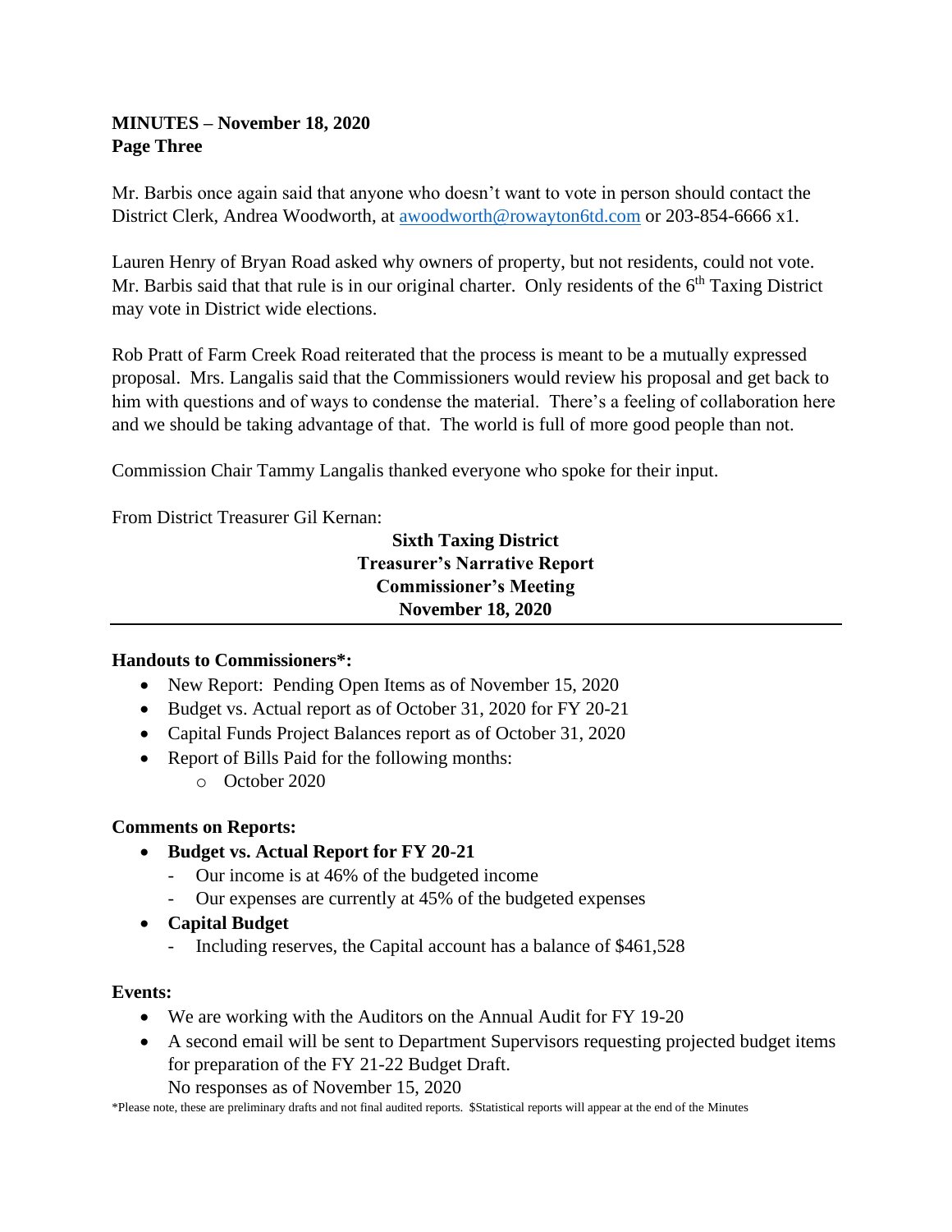**MINUTES – November 18, 2020**
**Page Three**

Mr. Barbis once again said that anyone who doesn't want to vote in person should contact the District Clerk, Andrea Woodworth, at awoodworth@rowayton6td.com or 203-854-6666 x1.

Lauren Henry of Bryan Road asked why owners of property, but not residents, could not vote. Mr. Barbis said that that rule is in our original charter. Only residents of the 6th Taxing District may vote in District wide elections.

Rob Pratt of Farm Creek Road reiterated that the process is meant to be a mutually expressed proposal. Mrs. Langalis said that the Commissioners would review his proposal and get back to him with questions and of ways to condense the material. There's a feeling of collaboration here and we should be taking advantage of that. The world is full of more good people than not.

Commission Chair Tammy Langalis thanked everyone who spoke for their input.

From District Treasurer Gil Kernan:

**Sixth Taxing District**
**Treasurer's Narrative Report**
**Commissioner's Meeting**
**November 18, 2020**

---

**Handouts to Commissioners*:**

- New Report: Pending Open Items as of November 15, 2020
- Budget vs. Actual report as of October 31, 2020 for FY 20-21
- Capital Funds Project Balances report as of October 31, 2020
- Report of Bills Paid for the following months:
  - October 2020

**Comments on Reports:**

- **Budget vs. Actual Report for FY 20-21**
  - Our income is at 46% of the budgeted income
  - Our expenses are currently at 45% of the budgeted expenses
- **Capital Budget**
  - Including reserves, the Capital account has a balance of $461,528

**Events:**

- We are working with the Auditors on the Annual Audit for FY 19-20
- A second email will be sent to Department Supervisors requesting projected budget items for preparation of the FY 21-22 Budget Draft.
  No responses as of November 15, 2020

*Please note, these are preliminary drafts and not final audited reports. $Statistical reports will appear at the end of the Minutes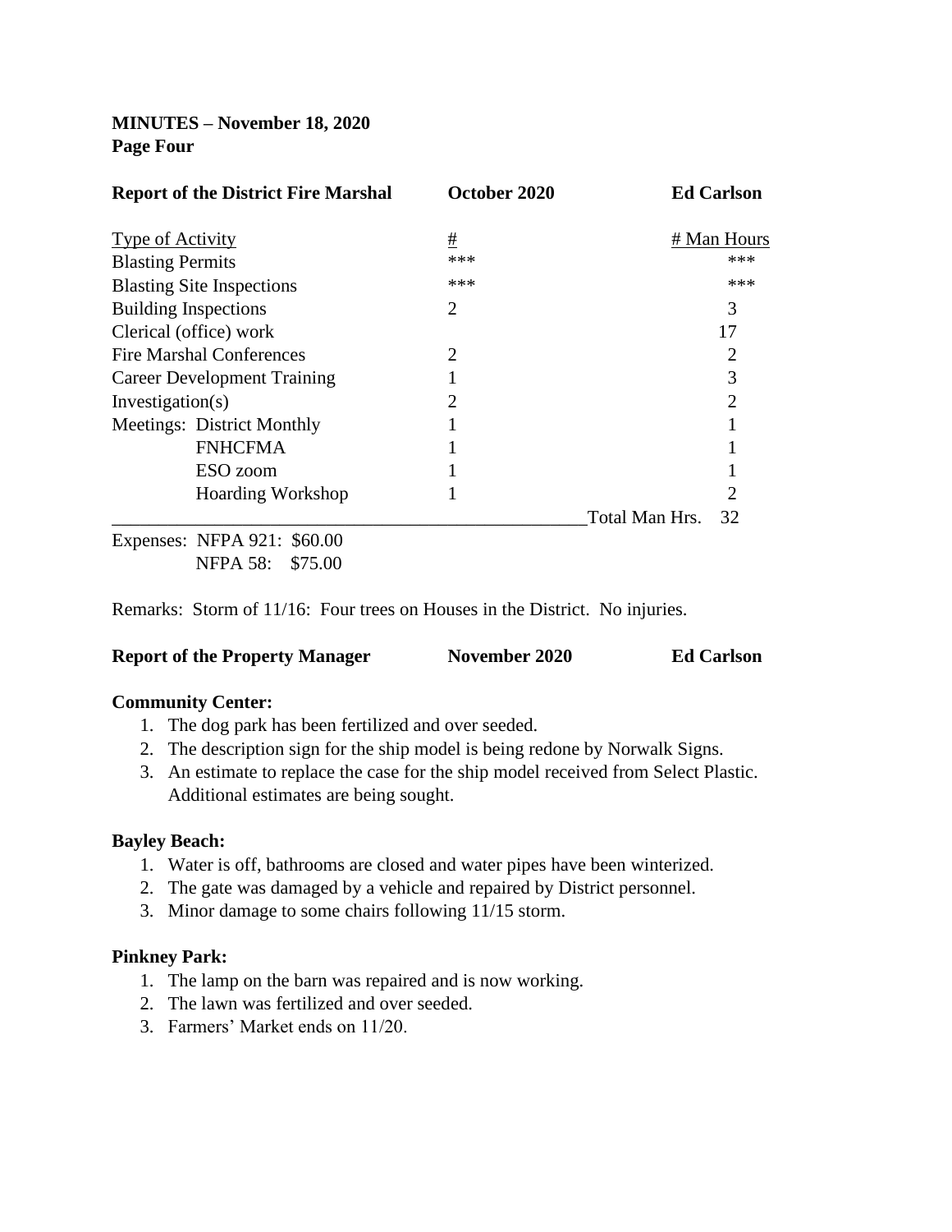**MINUTES – November 18, 2020**
**Page Four**

| **Report of the District Fire Marshal** | **October 2020** | **Ed Carlson** |
|---|---|---|
| Type of Activity | # | # Man Hours |
| Blasting Permits | *** | *** |
| Blasting Site Inspections | *** | *** |
| Building Inspections | 2 | 3 |
| Clerical (office) work | | 17 |
| Fire Marshal Conferences | 2 | 2 |
| Career Development Training | 1 | 3 |
| Investigation(s) | 2 | 2 |
| Meetings: District Monthly | 1 | 1 |
| FNHCFMA | 1 | 1 |
| ESO zoom | 1 | 1 |
| Hoarding Workshop | 1 | 2 |
| | | Total Man Hrs. 32 |

Expenses: NFPA 921: $60.00
NFPA 58: $75.00

Remarks: Storm of 11/16: Four trees on Houses in the District. No injuries.

**Report of the Property Manager** **November 2020** **Ed Carlson**

**Community Center:**

1. The dog park has been fertilized and over seeded.
2. The description sign for the ship model is being redone by Norwalk Signs.
3. An estimate to replace the case for the ship model received from Select Plastic. Additional estimates are being sought.

**Bayley Beach:**

1. Water is off, bathrooms are closed and water pipes have been winterized.
2. The gate was damaged by a vehicle and repaired by District personnel.
3. Minor damage to some chairs following 11/15 storm.

**Pinkney Park:**

1. The lamp on the barn was repaired and is now working.
2. The lawn was fertilized and over seeded.
3. Farmers' Market ends on 11/20.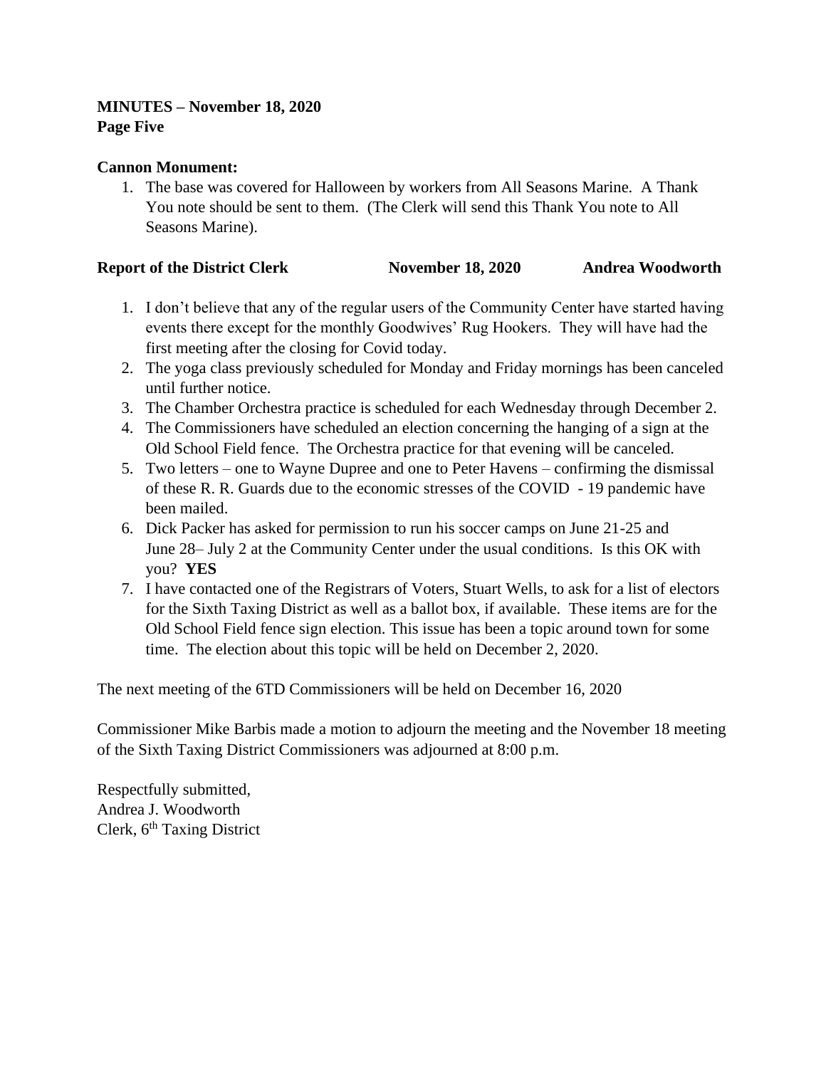**MINUTES – November 18, 2020**
**Page Five**

**Cannon Monument:**

1. The base was covered for Halloween by workers from All Seasons Marine. A Thank You note should be sent to them. (The Clerk will send this Thank You note to All Seasons Marine).

**Report of the District Clerk November 18, 2020 Andrea Woodworth**

1. I don't believe that any of the regular users of the Community Center have started having events there except for the monthly Goodwives' Rug Hookers. They will have had the first meeting after the closing for Covid today.
2. The yoga class previously scheduled for Monday and Friday mornings has been canceled until further notice.
3. The Chamber Orchestra practice is scheduled for each Wednesday through December 2.
4. The Commissioners have scheduled an election concerning the hanging of a sign at the Old School Field fence. The Orchestra practice for that evening will be canceled.
5. Two letters – one to Wayne Dupree and one to Peter Havens – confirming the dismissal of these R. R. Guards due to the economic stresses of the COVID - 19 pandemic have been mailed.
6. Dick Packer has asked for permission to run his soccer camps on June 21-25 and June 28– July 2 at the Community Center under the usual conditions. Is this OK with you? **YES**
7. I have contacted one of the Registrars of Voters, Stuart Wells, to ask for a list of electors for the Sixth Taxing District as well as a ballot box, if available. These items are for the Old School Field fence sign election. This issue has been a topic around town for some time. The election about this topic will be held on December 2, 2020.

The next meeting of the 6TD Commissioners will be held on December 16, 2020

Commissioner Mike Barbis made a motion to adjourn the meeting and the November 18 meeting of the Sixth Taxing District Commissioners was adjourned at 8:00 p.m.

Respectfully submitted,
Andrea J. Woodworth
Clerk, 6th Taxing District